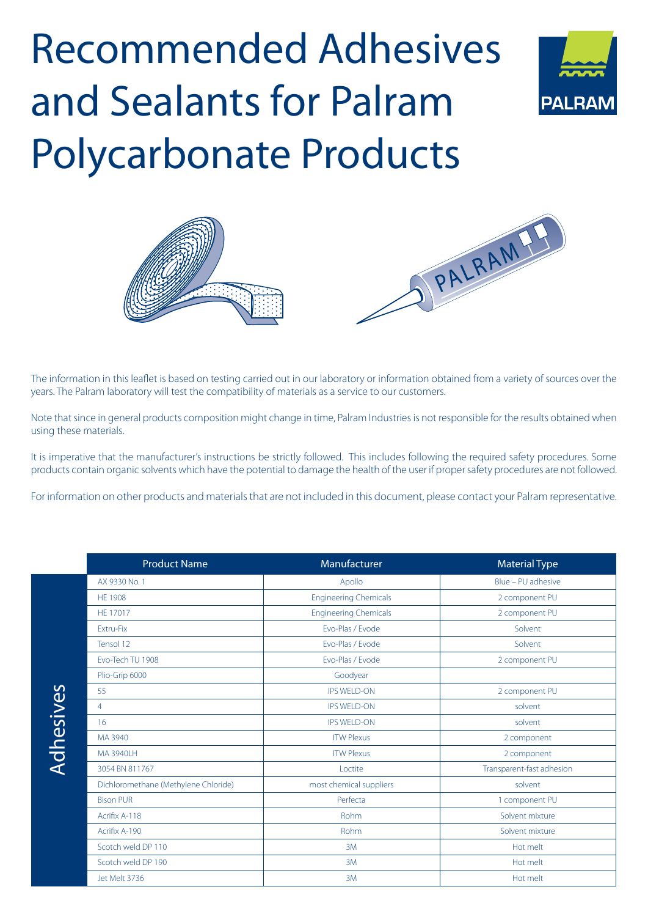# Recommended Adhesives and Sealants for Palram Polycarbonate Products

The information in this leaflet is based on testing carried out in our laboratory or information obtained from a variety of sources over the years. The Palram laboratory will test the compatibility of materials as a service to our customers.

Note that since in general products composition might change in time, Palram Industries is not responsible for the results obtained when using these materials.

It is imperative that the manufacturer's instructions be strictly followed. This includes following the required safety procedures. Some products contain organic solvents which have the potential to damage the health of the user if proper safety procedures are not followed.

For information on other products and materials that are not included in this document, please contact your Palram representative.

## Adhesives

| Product Name | Manufacturer | Material Type |
|---|---|---|
| AX 9330 No. 1 | Apollo | Blue – PU adhesive |
| HE 1908 | Engineering Chemicals | 2 component PU |
| HE 17017 | Engineering Chemicals | 2 component PU |
| Extru-Fix | Evo-Plas / Evode | Solvent |
| Tensol 12 | Evo-Plas / Evode | Solvent |
| Evo-Tech TU 1908 | Evo-Plas / Evode | 2 component PU |
| Plio-Grip 6000 | Goodyear | |
| 55 | IPS WELD-ON | 2 component PU |
| 4 | IPS WELD-ON | solvent |
| 16 | IPS WELD-ON | solvent |
| MA 3940 | ITW Plexus | 2 component |
| MA 3940LH | ITW Plexus | 2 component |
| 3054 BN 811767 | Loctite | Transparent-fast adhesion |
| Dichloromethane (Methylene Chloride) | most chemical suppliers | solvent |
| Bison PUR | Perfecta | 1 component PU |
| Acrifix A-118 | Rohm | Solvent mixture |
| Acrifix A-190 | Rohm | Solvent mixture |
| Scotch weld DP 110 | 3M | Hot melt |
| Scotch weld DP 190 | 3M | Hot melt |
| Jet Melt 3736 | 3M | Hot melt |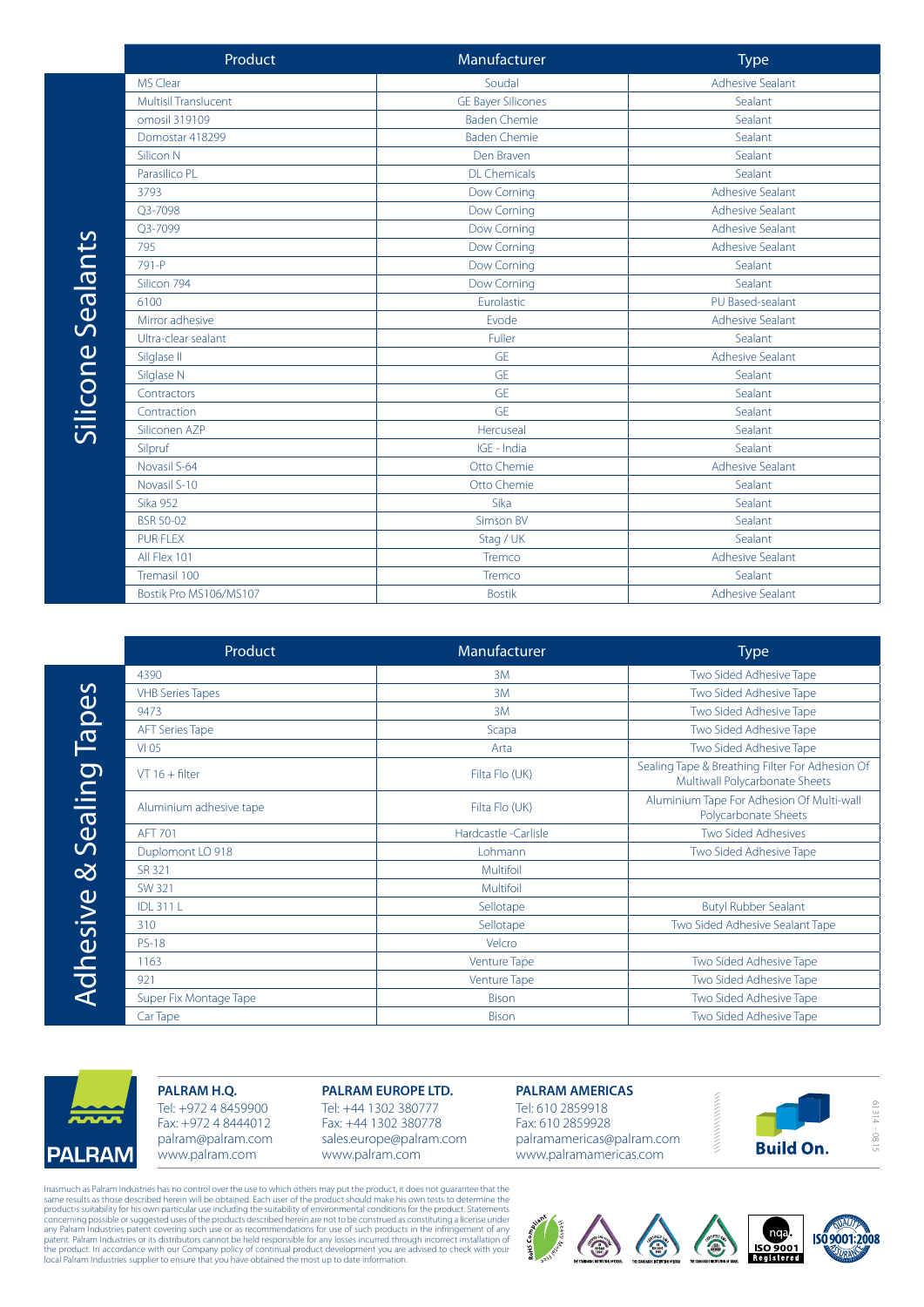## Silicone Sealants

| Product | Manufacturer | Type |
|---|---|---|
| MS Clear | Soudal | Adhesive Sealant |
| Multisil Translucent | GE Bayer Silicones | Sealant |
| omosil 319109 | Baden Chemie | Sealant |
| Domostar 418299 | Baden Chemie | Sealant |
| Silicon N | Den Braven | Sealant |
| Parasilico PL | DL Chemicals | Sealant |
| 3793 | Dow Corning | Adhesive Sealant |
| Q3-7098 | Dow Corning | Adhesive Sealant |
| Q3-7099 | Dow Corning | Adhesive Sealant |
| 795 | Dow Corning | Adhesive Sealant |
| 791-P | Dow Corning | Sealant |
| Silicon 794 | Dow Corning | Sealant |
| 6100 | Eurolastic | PU Based-sealant |
| Mirror adhesive | Evode | Adhesive Sealant |
| Ultra-clear sealant | Fuller | Sealant |
| Silglase II | GE | Adhesive Sealant |
| Silglase N | GE | Sealant |
| Contractors | GE | Sealant |
| Contraction | GE | Sealant |
| Siliconen AZP | Hercuseal | Sealant |
| Silpruf | IGE - India | Sealant |
| Novasil S-64 | Otto Chemie | Adhesive Sealant |
| Novasil S-10 | Otto Chemie | Sealant |
| Sika 952 | Sika | Sealant |
| BSR 50-02 | Simson BV | Sealant |
| PUR FLEX | Stag / UK | Sealant |
| All Flex 101 | Tremco | Adhesive Sealant |
| Tremasil 100 | Tremco | Sealant |
| Bostik Pro MS106/MS107 | Bostik | Adhesive Sealant |

## Adhesive & Sealing Tapes

| Product | Manufacturer | Type |
|---|---|---|
| 4390 | 3M | Two Sided Adhesive Tape |
| VHB Series Tapes | 3M | Two Sided Adhesive Tape |
| 9473 | 3M | Two Sided Adhesive Tape |
| AFT Series Tape | Scapa | Two Sided Adhesive Tape |
| VI 05 | Arta | Two Sided Adhesive Tape |
| VT 16 + filter | Filta Flo (UK) | Sealing Tape & Breathing Filter For Adhesion Of Multiwall Polycarbonate Sheets |
| Aluminium adhesive tape | Filta Flo (UK) | Aluminium Tape For Adhesion Of Multi-wall Polycarbonate Sheets |
| AFT 701 | Hardcastle -Carlisle | Two Sided Adhesives |
| Duplomont LO 918 | Lohmann | Two Sided Adhesive Tape |
| SR 321 | Multifoil | |
| SW 321 | Multifoil | |
| IDL 311 L | Sellotape | Butyl Rubber Sealant |
| 310 | Sellotape | Two Sided Adhesive Sealant Tape |
| PS-18 | Velcro | |
| 1163 | Venture Tape | Two Sided Adhesive Tape |
| 921 | Venture Tape | Two Sided Adhesive Tape |
| Super Fix Montage Tape | Bison | Two Sided Adhesive Tape |
| Car Tape | Bison | Two Sided Adhesive Tape |

PALRAM

**PALRAM H.Q.**
Tel: +972 4 8459900
Fax: +972 4 8444012
palram@palram.com
www.palram.com

**PALRAM EUROPE LTD.**
Tel: +44 1302 380777
Fax: +44 1302 380778
sales.europe@palram.com
www.palram.com

**PALRAM AMERICAS**
Tel: 610 2859918
Fax: 610 2859928
palramamericas@palram.com
www.palramamericas.com

Build On.

61314 - 08.15

Inasmuch as Palram Industries has no control over the use to which others may put the product, it does not guarantee that the same results as those described herein will be obtained. Each user of the product should make his own tests to determine the product's suitability for his own particular use including the suitability of environmental conditions for the product. Statements concerning possible or suggested uses of the products described herein are not to be construed as constituting a license under any Palram Industries patent covering such use or as recommendations for use of such products in the infringement of any patent. Palram Industries or its distributors cannot be held responsible for any losses incurred through incorrect installation of the product. In accordance with our Company policy of continual product development you are advised to check with your local Palram Industries supplier to ensure that you have obtained the most up to date information.

RoHS Compliant · ISO 9001 Registered · ISO 9001:2008